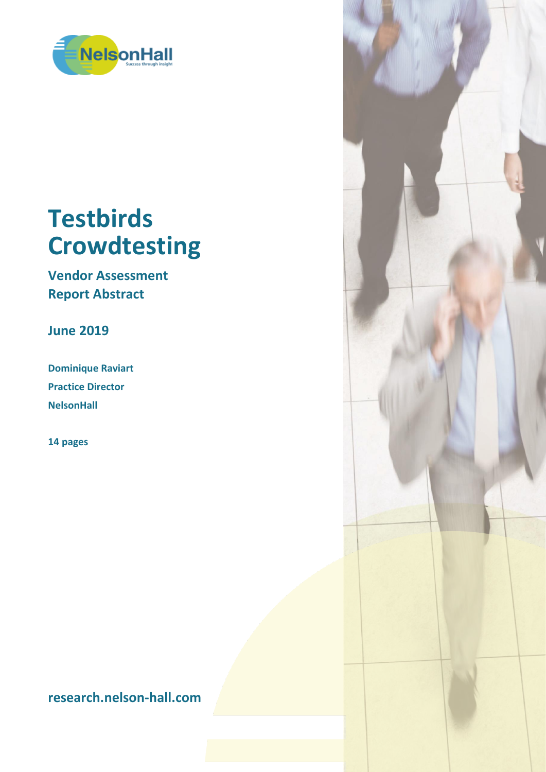# Testbirds Crowdtesting

## Vendor Assessment Report Abstract

**June 2019**

**Dominique Raviart**
**Practice Director**
**NelsonHall**

**14 pages**

**research.nelson-hall.com**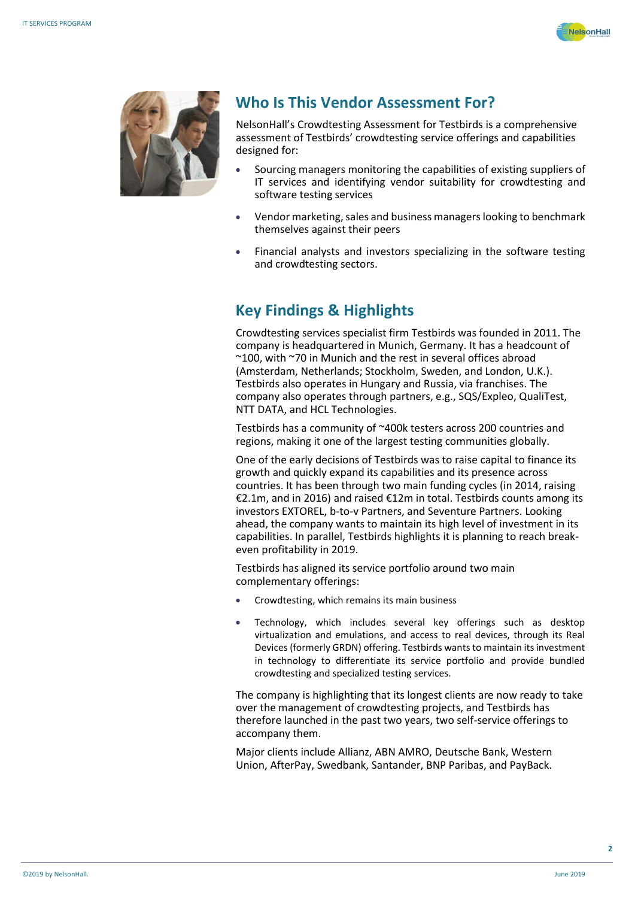## Who Is This Vendor Assessment For?

NelsonHall's Crowdtesting Assessment for Testbirds is a comprehensive assessment of Testbirds' crowdtesting service offerings and capabilities designed for:

- Sourcing managers monitoring the capabilities of existing suppliers of IT services and identifying vendor suitability for crowdtesting and software testing services
- Vendor marketing, sales and business managers looking to benchmark themselves against their peers
- Financial analysts and investors specializing in the software testing and crowdtesting sectors.

## Key Findings & Highlights

Crowdtesting services specialist firm Testbirds was founded in 2011. The company is headquartered in Munich, Germany. It has a headcount of ~100, with ~70 in Munich and the rest in several offices abroad (Amsterdam, Netherlands; Stockholm, Sweden, and London, U.K.). Testbirds also operates in Hungary and Russia, via franchises. The company also operates through partners, e.g., SQS/Expleo, QualiTest, NTT DATA, and HCL Technologies.

Testbirds has a community of ~400k testers across 200 countries and regions, making it one of the largest testing communities globally.

One of the early decisions of Testbirds was to raise capital to finance its growth and quickly expand its capabilities and its presence across countries. It has been through two main funding cycles (in 2014, raising €2.1m, and in 2016) and raised €12m in total. Testbirds counts among its investors EXTOREL, b-to-v Partners, and Seventure Partners. Looking ahead, the company wants to maintain its high level of investment in its capabilities. In parallel, Testbirds highlights it is planning to reach break-even profitability in 2019.

Testbirds has aligned its service portfolio around two main complementary offerings:

- Crowdtesting, which remains its main business
- Technology, which includes several key offerings such as desktop virtualization and emulations, and access to real devices, through its Real Devices (formerly GRDN) offering. Testbirds wants to maintain its investment in technology to differentiate its service portfolio and provide bundled crowdtesting and specialized testing services.

The company is highlighting that its longest clients are now ready to take over the management of crowdtesting projects, and Testbirds has therefore launched in the past two years, two self-service offerings to accompany them.

Major clients include Allianz, ABN AMRO, Deutsche Bank, Western Union, AfterPay, Swedbank, Santander, BNP Paribas, and PayBack.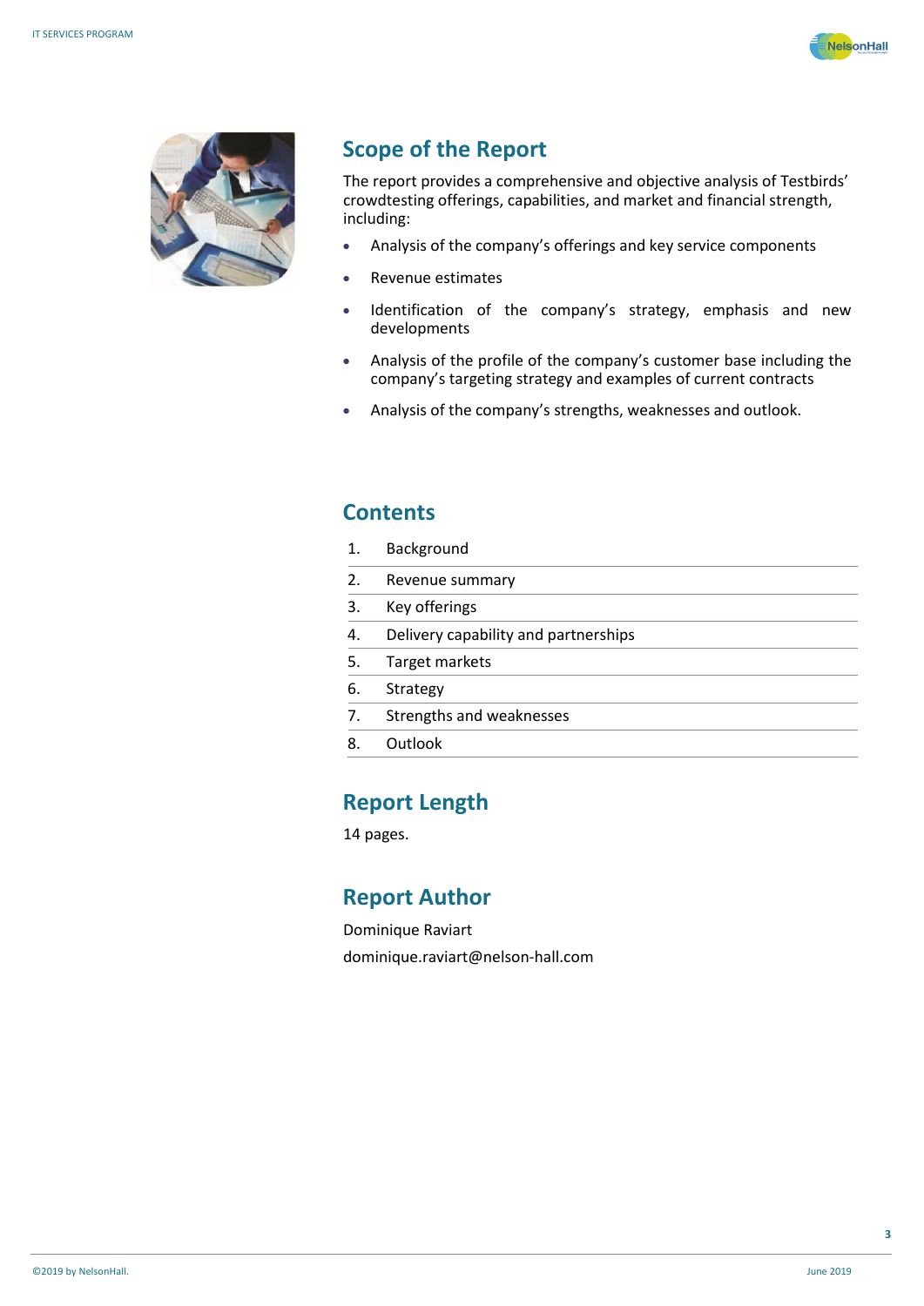## Scope of the Report

The report provides a comprehensive and objective analysis of Testbirds' crowdtesting offerings, capabilities, and market and financial strength, including:

- Analysis of the company's offerings and key service components
- Revenue estimates
- Identification of the company's strategy, emphasis and new developments
- Analysis of the profile of the company's customer base including the company's targeting strategy and examples of current contracts
- Analysis of the company's strengths, weaknesses and outlook.

## Contents

| | |
|---|---|
| 1. | Background |
| 2. | Revenue summary |
| 3. | Key offerings |
| 4. | Delivery capability and partnerships |
| 5. | Target markets |
| 6. | Strategy |
| 7. | Strengths and weaknesses |
| 8. | Outlook |

## Report Length

14 pages.

## Report Author

Dominique Raviart

dominique.raviart@nelson-hall.com